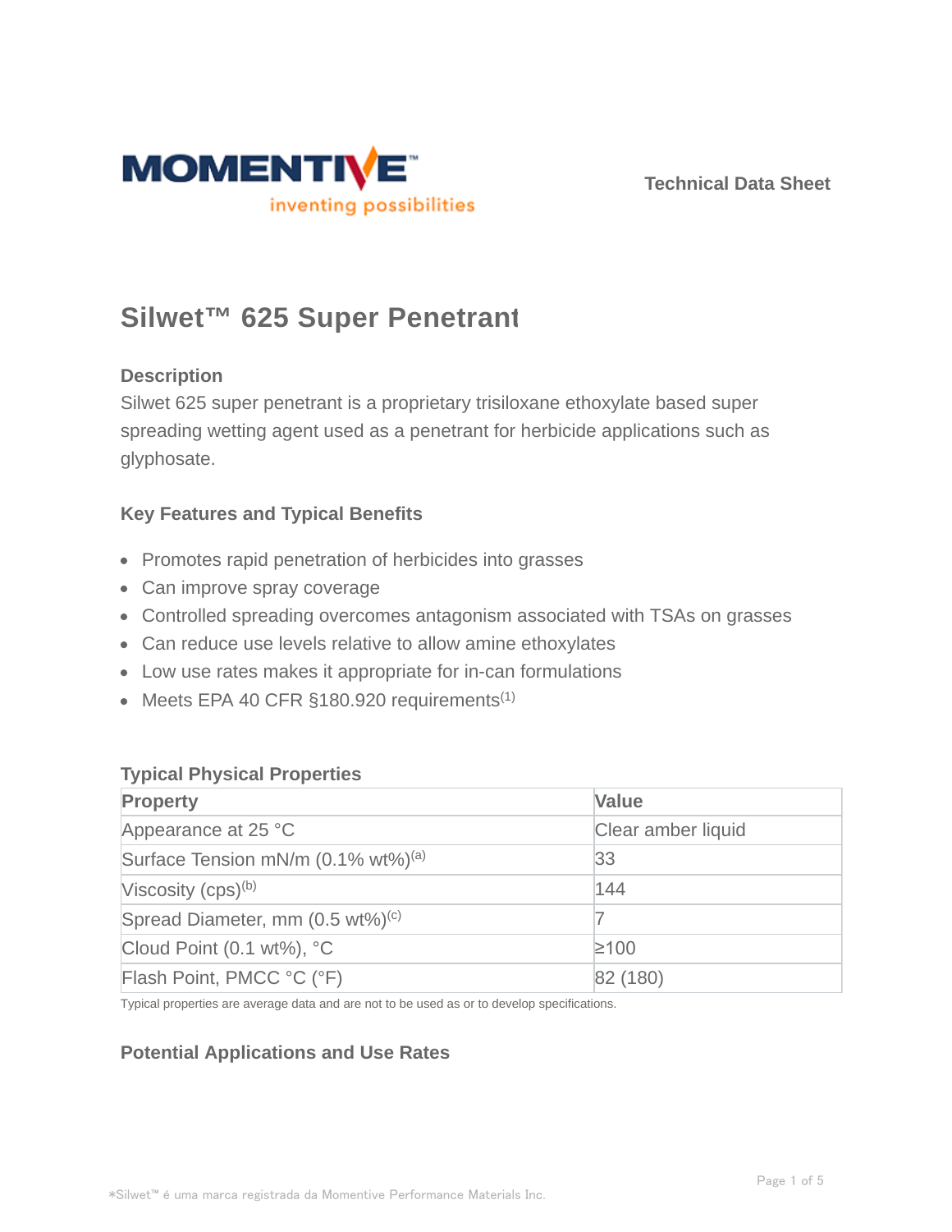Technical Data Sheet

# Silwet™ 625 Super Penetrant

## Description

Silwet 625 super penetrant is a proprietary trisiloxane ethoxylate based super spreading wetting agent used as a penetrant for herbicide applications such as glyphosate.

## Key Features and Typical Benefits

- Promotes rapid penetration of herbicides into grasses
- Can improve spray coverage
- Controlled spreading overcomes antagonism associated with TSAs on grasses
- Can reduce use levels relative to allow amine ethoxylates
- Low use rates makes it appropriate for in-can formulations
- Meets EPA 40 CFR §180.920 requirements(1)

## Typical Physical Properties

| Property | Value |
| --- | --- |
| Appearance at 25 °C | Clear amber liquid |
| Surface Tension mN/m (0.1% wt%)[a] | 33 |
| Viscosity (cps)[b] | 144 |
| Spread Diameter, mm (0.5 wt%)[c] | 7 |
| Cloud Point (0.1 wt%), °C | ≥100 |
| Flash Point, PMCC °C (°F) | 82 (180) |

Typical properties are average data and are not to be used as or to develop specifications.

## Potential Applications and Use Rates

*Silwet™ é uma marca registrada da Momentive Performance Materials Inc.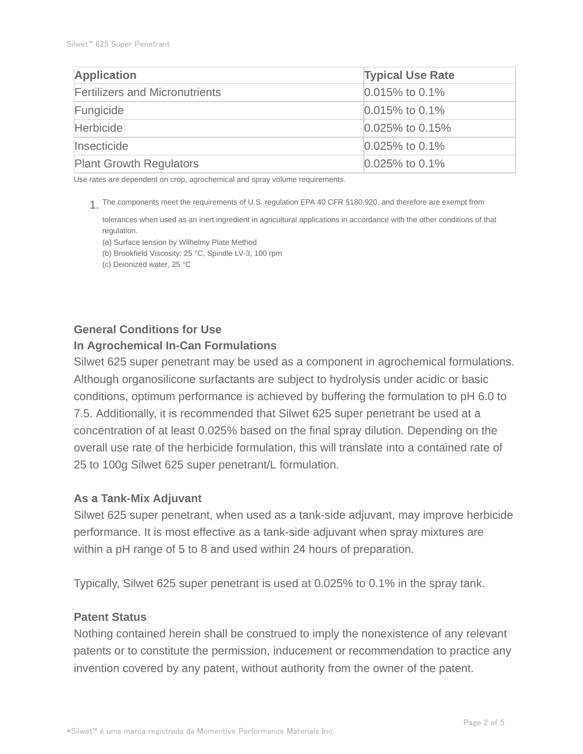| Application | Typical Use Rate |
| --- | --- |
| Fertilizers and Micronutrients | 0.015% to 0.1% |
| Fungicide | 0.015% to 0.1% |
| Herbicide | 0.025% to 0.15% |
| Insecticide | 0.025% to 0.1% |
| Plant Growth Regulators | 0.025% to 0.1% |

Use rates are dependent on crop, agrochemical and spray volume requirements.

1. The components meet the requirements of U.S. regulation EPA 40 CFR §180.920, and therefore are exempt from tolerances when used as an inert ingredient in agricultural applications in accordance with the other conditions of that regulation.
   (a) Surface tension by Wilhelmy Plate Method
   (b) Brookfield Viscosity: 25 °C, Spindle LV-3, 100 rpm
   (c) Deionized water, 25 °C

## General Conditions for Use

### In Agrochemical In-Can Formulations

Silwet 625 super penetrant may be used as a component in agrochemical formulations. Although organosilicone surfactants are subject to hydrolysis under acidic or basic conditions, optimum performance is achieved by buffering the formulation to pH 6.0 to 7.5. Additionally, it is recommended that Silwet 625 super penetrant be used at a concentration of at least 0.025% based on the final spray dilution. Depending on the overall use rate of the herbicide formulation, this will translate into a contained rate of 25 to 100g Silwet 625 super penetrant/L formulation.

### As a Tank-Mix Adjuvant

Silwet 625 super penetrant, when used as a tank-side adjuvant, may improve herbicide performance. It is most effective as a tank-side adjuvant when spray mixtures are within a pH range of 5 to 8 and used within 24 hours of preparation.

Typically, Silwet 625 super penetrant is used at 0.025% to 0.1% in the spray tank.

## Patent Status

Nothing contained herein shall be construed to imply the nonexistence of any relevant patents or to constitute the permission, inducement or recommendation to practice any invention covered by any patent, without authority from the owner of the patent.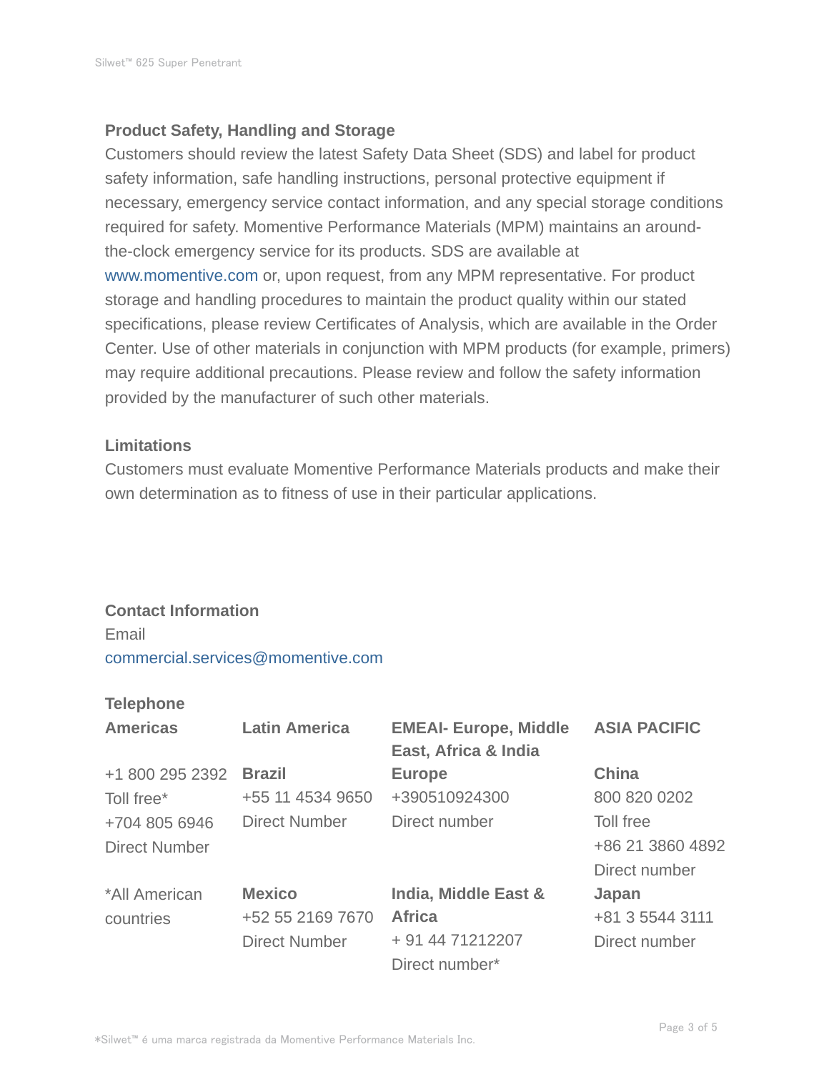## Product Safety, Handling and Storage

Customers should review the latest Safety Data Sheet (SDS) and label for product safety information, safe handling instructions, personal protective equipment if necessary, emergency service contact information, and any special storage conditions required for safety. Momentive Performance Materials (MPM) maintains an around-the-clock emergency service for its products. SDS are available at www.momentive.com or, upon request, from any MPM representative. For product storage and handling procedures to maintain the product quality within our stated specifications, please review Certificates of Analysis, which are available in the Order Center. Use of other materials in conjunction with MPM products (for example, primers) may require additional precautions. Please review and follow the safety information provided by the manufacturer of such other materials.

## Limitations

Customers must evaluate Momentive Performance Materials products and make their own determination as to fitness of use in their particular applications.

## Contact Information

Email

commercial.services@momentive.com

### Telephone

| Americas | Latin America | EMEAI- Europe, Middle East, Africa & India | ASIA PACIFIC |
|---|---|---|---|
| +1 800 295 2392<br>Toll free*<br>+704 805 6946<br>Direct Number | **Brazil**<br>+55 11 4534 9650<br>Direct Number | **Europe**<br>+390510924300<br>Direct number | **China**<br>800 820 0202<br>Toll free<br>+86 21 3860 4892<br>Direct number |
| *All American countries | **Mexico**<br>+52 55 2169 7670<br>Direct Number | **India, Middle East & Africa**<br>+ 91 44 71212207<br>Direct number* | **Japan**<br>+81 3 5544 3111<br>Direct number |

*Silwet™ é uma marca registrada da Momentive Performance Materials Inc.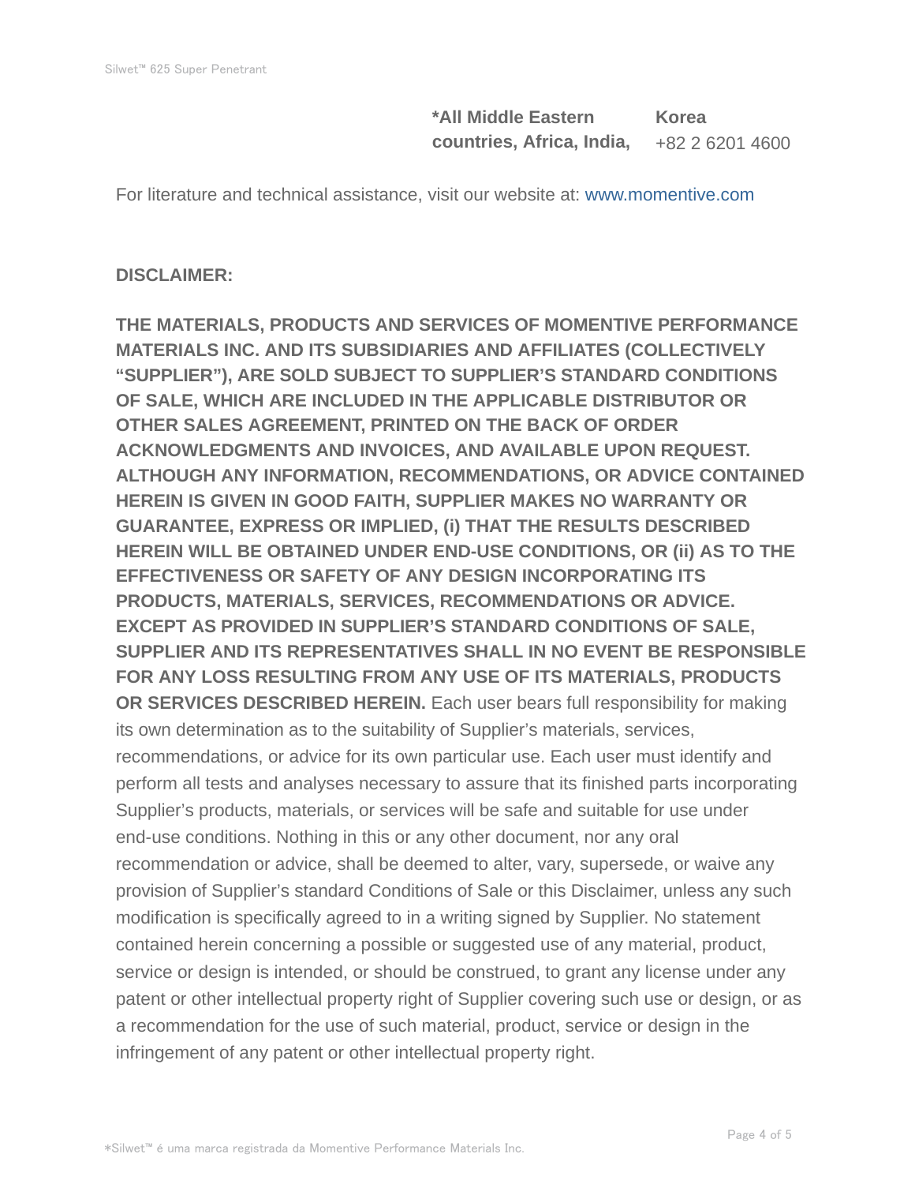| *All Middle Eastern countries, Africa, India, | Korea |
| --- | --- |
| | +82 2 6201 4600 |

For literature and technical assistance, visit our website at: www.momentive.com

**DISCLAIMER:**

**THE MATERIALS, PRODUCTS AND SERVICES OF MOMENTIVE PERFORMANCE MATERIALS INC. AND ITS SUBSIDIARIES AND AFFILIATES (COLLECTIVELY "SUPPLIER"), ARE SOLD SUBJECT TO SUPPLIER'S STANDARD CONDITIONS OF SALE, WHICH ARE INCLUDED IN THE APPLICABLE DISTRIBUTOR OR OTHER SALES AGREEMENT, PRINTED ON THE BACK OF ORDER ACKNOWLEDGMENTS AND INVOICES, AND AVAILABLE UPON REQUEST. ALTHOUGH ANY INFORMATION, RECOMMENDATIONS, OR ADVICE CONTAINED HEREIN IS GIVEN IN GOOD FAITH, SUPPLIER MAKES NO WARRANTY OR GUARANTEE, EXPRESS OR IMPLIED, (i) THAT THE RESULTS DESCRIBED HEREIN WILL BE OBTAINED UNDER END-USE CONDITIONS, OR (ii) AS TO THE EFFECTIVENESS OR SAFETY OF ANY DESIGN INCORPORATING ITS PRODUCTS, MATERIALS, SERVICES, RECOMMENDATIONS OR ADVICE. EXCEPT AS PROVIDED IN SUPPLIER'S STANDARD CONDITIONS OF SALE, SUPPLIER AND ITS REPRESENTATIVES SHALL IN NO EVENT BE RESPONSIBLE FOR ANY LOSS RESULTING FROM ANY USE OF ITS MATERIALS, PRODUCTS OR SERVICES DESCRIBED HEREIN.** Each user bears full responsibility for making its own determination as to the suitability of Supplier's materials, services, recommendations, or advice for its own particular use. Each user must identify and perform all tests and analyses necessary to assure that its finished parts incorporating Supplier's products, materials, or services will be safe and suitable for use under end-use conditions. Nothing in this or any other document, nor any oral recommendation or advice, shall be deemed to alter, vary, supersede, or waive any provision of Supplier's standard Conditions of Sale or this Disclaimer, unless any such modification is specifically agreed to in a writing signed by Supplier. No statement contained herein concerning a possible or suggested use of any material, product, service or design is intended, or should be construed, to grant any license under any patent or other intellectual property right of Supplier covering such use or design, or as a recommendation for the use of such material, product, service or design in the infringement of any patent or other intellectual property right.

*Silwet™ é uma marca registrada da Momentive Performance Materials Inc.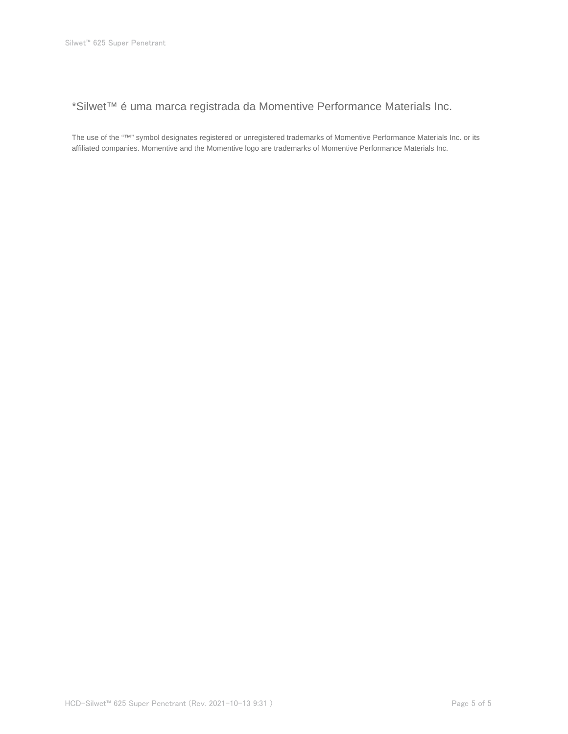*Silwet™ é uma marca registrada da Momentive Performance Materials Inc.

The use of the "™" symbol designates registered or unregistered trademarks of Momentive Performance Materials Inc. or its affiliated companies. Momentive and the Momentive logo are trademarks of Momentive Performance Materials Inc.